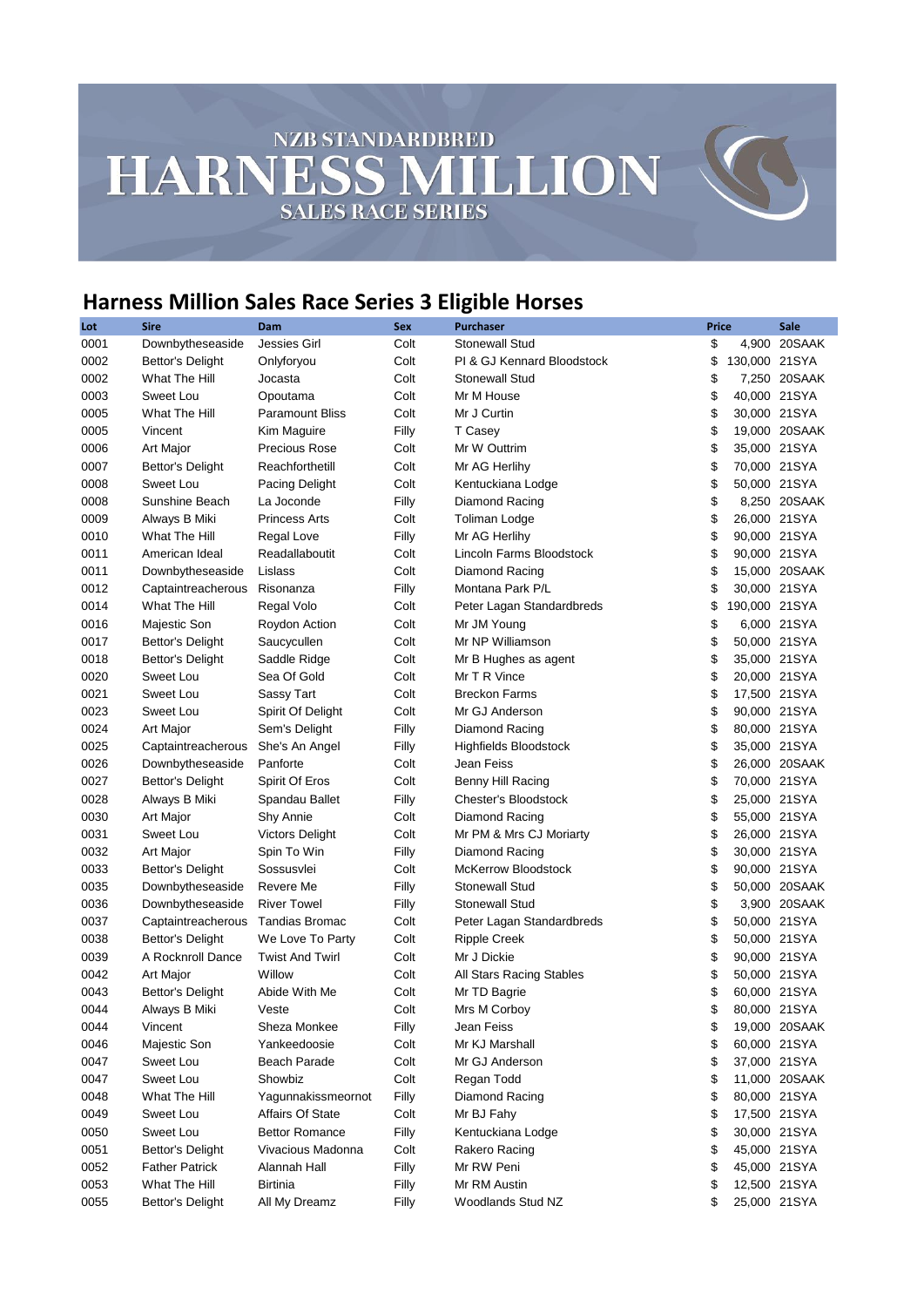NZB STANDARDBRED
# HARNESS MILLION
SALES RACE SERIES

## Harness Million Sales Race Series 3 Eligible Horses

| Lot | Sire | Dam | Sex | Purchaser | Price | Sale |
|---|---|---|---|---|---|---|
| 0001 | Downbytheseaside | Jessies Girl | Colt | Stonewall Stud | $ 4,900 | 20SAAK |
| 0002 | Bettor's Delight | Onlyforyou | Colt | PI & GJ Kennard Bloodstock | $ 130,000 | 21SYA |
| 0002 | What The Hill | Jocasta | Colt | Stonewall Stud | $ 7,250 | 20SAAK |
| 0003 | Sweet Lou | Opoutama | Colt | Mr M House | $ 40,000 | 21SYA |
| 0005 | What The Hill | Paramount Bliss | Colt | Mr J Curtin | $ 30,000 | 21SYA |
| 0005 | Vincent | Kim Maguire | Filly | T Casey | $ 19,000 | 20SAAK |
| 0006 | Art Major | Precious Rose | Colt | Mr W Outtrim | $ 35,000 | 21SYA |
| 0007 | Bettor's Delight | Reachforthetill | Colt | Mr AG Herlihy | $ 70,000 | 21SYA |
| 0008 | Sweet Lou | Pacing Delight | Colt | Kentuckiana Lodge | $ 50,000 | 21SYA |
| 0008 | Sunshine Beach | La Joconde | Filly | Diamond Racing | $ 8,250 | 20SAAK |
| 0009 | Always B Miki | Princess Arts | Colt | Toliman Lodge | $ 26,000 | 21SYA |
| 0010 | What The Hill | Regal Love | Filly | Mr AG Herlihy | $ 90,000 | 21SYA |
| 0011 | American Ideal | Readallaboutit | Colt | Lincoln Farms Bloodstock | $ 90,000 | 21SYA |
| 0011 | Downbytheseaside | Lislass | Colt | Diamond Racing | $ 15,000 | 20SAAK |
| 0012 | Captaintreacherous | Risonanza | Filly | Montana Park P/L | $ 30,000 | 21SYA |
| 0014 | What The Hill | Regal Volo | Colt | Peter Lagan Standardbreds | $ 190,000 | 21SYA |
| 0016 | Majestic Son | Roydon Action | Colt | Mr JM Young | $ 6,000 | 21SYA |
| 0017 | Bettor's Delight | Saucycullen | Colt | Mr NP Williamson | $ 50,000 | 21SYA |
| 0018 | Bettor's Delight | Saddle Ridge | Colt | Mr B Hughes as agent | $ 35,000 | 21SYA |
| 0020 | Sweet Lou | Sea Of Gold | Colt | Mr T R Vince | $ 20,000 | 21SYA |
| 0021 | Sweet Lou | Sassy Tart | Colt | Breckon Farms | $ 17,500 | 21SYA |
| 0023 | Sweet Lou | Spirit Of Delight | Colt | Mr GJ Anderson | $ 90,000 | 21SYA |
| 0024 | Art Major | Sem's Delight | Filly | Diamond Racing | $ 80,000 | 21SYA |
| 0025 | Captaintreacherous | She's An Angel | Filly | Highfields Bloodstock | $ 35,000 | 21SYA |
| 0026 | Downbytheseaside | Panforte | Colt | Jean Feiss | $ 26,000 | 20SAAK |
| 0027 | Bettor's Delight | Spirit Of Eros | Colt | Benny Hill Racing | $ 70,000 | 21SYA |
| 0028 | Always B Miki | Spandau Ballet | Filly | Chester's Bloodstock | $ 25,000 | 21SYA |
| 0030 | Art Major | Shy Annie | Colt | Diamond Racing | $ 55,000 | 21SYA |
| 0031 | Sweet Lou | Victors Delight | Colt | Mr PM & Mrs CJ Moriarty | $ 26,000 | 21SYA |
| 0032 | Art Major | Spin To Win | Filly | Diamond Racing | $ 30,000 | 21SYA |
| 0033 | Bettor's Delight | Sossusvlei | Colt | McKerrow Bloodstock | $ 90,000 | 21SYA |
| 0035 | Downbytheseaside | Revere Me | Filly | Stonewall Stud | $ 50,000 | 20SAAK |
| 0036 | Downbytheseaside | River Towel | Filly | Stonewall Stud | $ 3,900 | 20SAAK |
| 0037 | Captaintreacherous | Tandias Bromac | Colt | Peter Lagan Standardbreds | $ 50,000 | 21SYA |
| 0038 | Bettor's Delight | We Love To Party | Colt | Ripple Creek | $ 50,000 | 21SYA |
| 0039 | A Rocknroll Dance | Twist And Twirl | Colt | Mr J Dickie | $ 90,000 | 21SYA |
| 0042 | Art Major | Willow | Colt | All Stars Racing Stables | $ 50,000 | 21SYA |
| 0043 | Bettor's Delight | Abide With Me | Colt | Mr TD Bagrie | $ 60,000 | 21SYA |
| 0044 | Always B Miki | Veste | Colt | Mrs M Corboy | $ 80,000 | 21SYA |
| 0044 | Vincent | Sheza Monkee | Filly | Jean Feiss | $ 19,000 | 20SAAK |
| 0046 | Majestic Son | Yankeedoosie | Colt | Mr KJ Marshall | $ 60,000 | 21SYA |
| 0047 | Sweet Lou | Beach Parade | Colt | Mr GJ Anderson | $ 37,000 | 21SYA |
| 0047 | Sweet Lou | Showbiz | Colt | Regan Todd | $ 11,000 | 20SAAK |
| 0048 | What The Hill | Yagunnakissmeornot | Filly | Diamond Racing | $ 80,000 | 21SYA |
| 0049 | Sweet Lou | Affairs Of State | Colt | Mr BJ Fahy | $ 17,500 | 21SYA |
| 0050 | Sweet Lou | Bettor Romance | Filly | Kentuckiana Lodge | $ 30,000 | 21SYA |
| 0051 | Bettor's Delight | Vivacious Madonna | Colt | Rakero Racing | $ 45,000 | 21SYA |
| 0052 | Father Patrick | Alannah Hall | Filly | Mr RW Peni | $ 45,000 | 21SYA |
| 0053 | What The Hill | Birtinia | Filly | Mr RM Austin | $ 12,500 | 21SYA |
| 0055 | Bettor's Delight | All My Dreamz | Filly | Woodlands Stud NZ | $ 25,000 | 21SYA |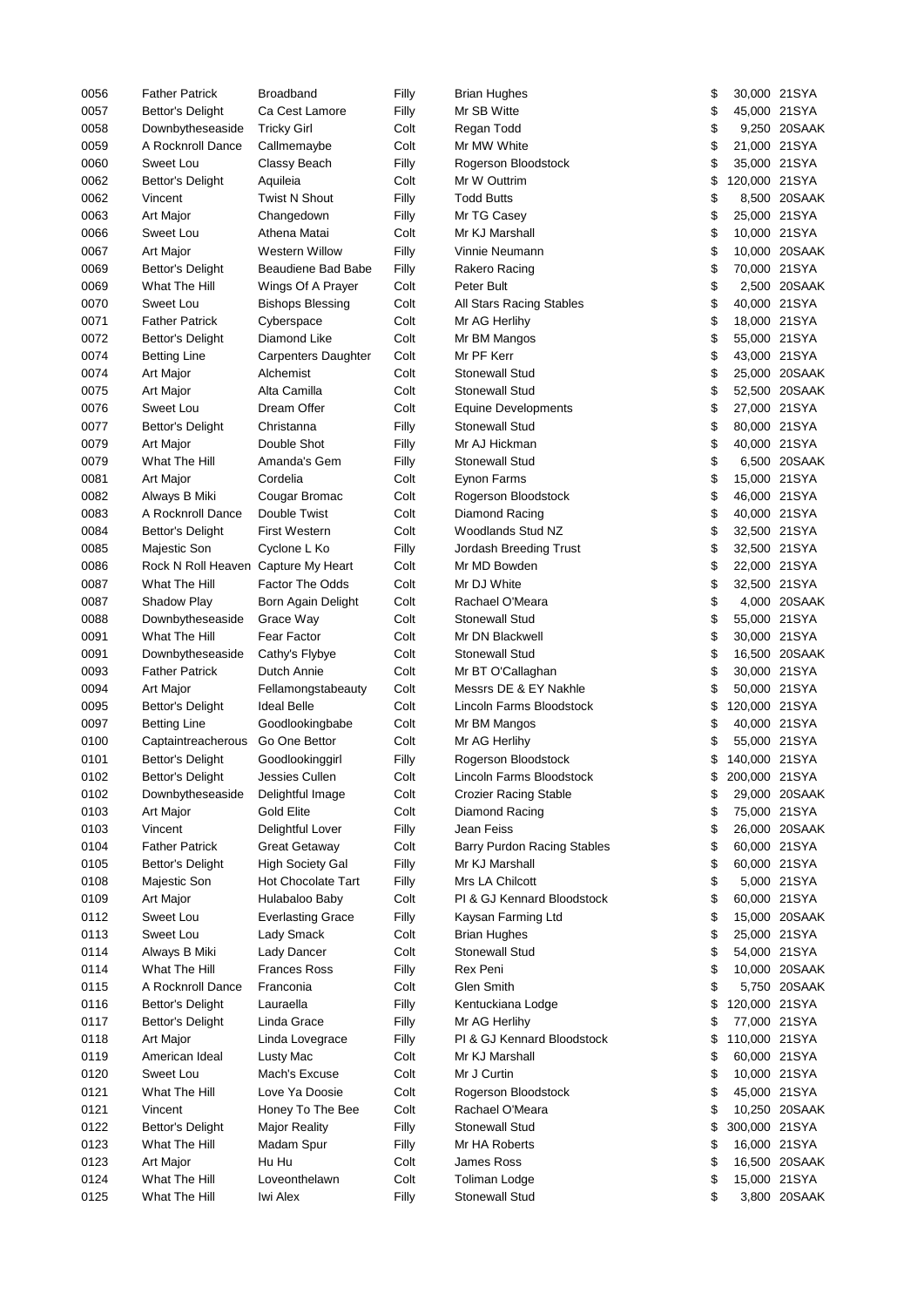| | | | | | | | |
|---|---|---|---|---|---|---|---|
| 0056 | Father Patrick | Broadband | Filly | Brian Hughes | $ | 30,000 | 21SYA |
| 0057 | Bettor's Delight | Ca Cest Lamore | Filly | Mr SB Witte | $ | 45,000 | 21SYA |
| 0058 | Downbytheseaside | Tricky Girl | Colt | Regan Todd | $ | 9,250 | 20SAAK |
| 0059 | A Rocknroll Dance | Callmemaybe | Colt | Mr MW White | $ | 21,000 | 21SYA |
| 0060 | Sweet Lou | Classy Beach | Filly | Rogerson Bloodstock | $ | 35,000 | 21SYA |
| 0062 | Bettor's Delight | Aquileia | Colt | Mr W Outtrim | $ | 120,000 | 21SYA |
| 0062 | Vincent | Twist N Shout | Filly | Todd Butts | $ | 8,500 | 20SAAK |
| 0063 | Art Major | Changedown | Filly | Mr TG Casey | $ | 25,000 | 21SYA |
| 0066 | Sweet Lou | Athena Matai | Colt | Mr KJ Marshall | $ | 10,000 | 21SYA |
| 0067 | Art Major | Western Willow | Filly | Vinnie Neumann | $ | 10,000 | 20SAAK |
| 0069 | Bettor's Delight | Beaudiene Bad Babe | Filly | Rakero Racing | $ | 70,000 | 21SYA |
| 0069 | What The Hill | Wings Of A Prayer | Colt | Peter Bult | $ | 2,500 | 20SAAK |
| 0070 | Sweet Lou | Bishops Blessing | Colt | All Stars Racing Stables | $ | 40,000 | 21SYA |
| 0071 | Father Patrick | Cyberspace | Colt | Mr AG Herlihy | $ | 18,000 | 21SYA |
| 0072 | Bettor's Delight | Diamond Like | Colt | Mr BM Mangos | $ | 55,000 | 21SYA |
| 0074 | Betting Line | Carpenters Daughter | Colt | Mr PF Kerr | $ | 43,000 | 21SYA |
| 0074 | Art Major | Alchemist | Colt | Stonewall Stud | $ | 25,000 | 20SAAK |
| 0075 | Art Major | Alta Camilla | Colt | Stonewall Stud | $ | 52,500 | 20SAAK |
| 0076 | Sweet Lou | Dream Offer | Colt | Equine Developments | $ | 27,000 | 21SYA |
| 0077 | Bettor's Delight | Christanna | Filly | Stonewall Stud | $ | 80,000 | 21SYA |
| 0079 | Art Major | Double Shot | Filly | Mr AJ Hickman | $ | 40,000 | 21SYA |
| 0079 | What The Hill | Amanda's Gem | Filly | Stonewall Stud | $ | 6,500 | 20SAAK |
| 0081 | Art Major | Cordelia | Colt | Eynon Farms | $ | 15,000 | 21SYA |
| 0082 | Always B Miki | Cougar Bromac | Colt | Rogerson Bloodstock | $ | 46,000 | 21SYA |
| 0083 | A Rocknroll Dance | Double Twist | Colt | Diamond Racing | $ | 40,000 | 21SYA |
| 0084 | Bettor's Delight | First Western | Colt | Woodlands Stud NZ | $ | 32,500 | 21SYA |
| 0085 | Majestic Son | Cyclone L Ko | Filly | Jordash Breeding Trust | $ | 32,500 | 21SYA |
| 0086 | Rock N Roll Heaven | Capture My Heart | Colt | Mr MD Bowden | $ | 22,000 | 21SYA |
| 0087 | What The Hill | Factor The Odds | Colt | Mr DJ White | $ | 32,500 | 21SYA |
| 0087 | Shadow Play | Born Again Delight | Colt | Rachael O'Meara | $ | 4,000 | 20SAAK |
| 0088 | Downbytheseaside | Grace Way | Colt | Stonewall Stud | $ | 55,000 | 21SYA |
| 0091 | What The Hill | Fear Factor | Colt | Mr DN Blackwell | $ | 30,000 | 21SYA |
| 0091 | Downbytheseaside | Cathy's Flybye | Colt | Stonewall Stud | $ | 16,500 | 20SAAK |
| 0093 | Father Patrick | Dutch Annie | Colt | Mr BT O'Callaghan | $ | 30,000 | 21SYA |
| 0094 | Art Major | Fellamongstabeauty | Colt | Messrs DE & EY Nakhle | $ | 50,000 | 21SYA |
| 0095 | Bettor's Delight | Ideal Belle | Colt | Lincoln Farms Bloodstock | $ | 120,000 | 21SYA |
| 0097 | Betting Line | Goodlookingbabe | Colt | Mr BM Mangos | $ | 40,000 | 21SYA |
| 0100 | Captaintreacherous | Go One Bettor | Colt | Mr AG Herlihy | $ | 55,000 | 21SYA |
| 0101 | Bettor's Delight | Goodlookingirl | Filly | Rogerson Bloodstock | $ | 140,000 | 21SYA |
| 0102 | Bettor's Delight | Jessies Cullen | Colt | Lincoln Farms Bloodstock | $ | 200,000 | 21SYA |
| 0102 | Downbytheseaside | Delightful Image | Colt | Crozier Racing Stable | $ | 29,000 | 20SAAK |
| 0103 | Art Major | Gold Elite | Colt | Diamond Racing | $ | 75,000 | 21SYA |
| 0103 | Vincent | Delightful Lover | Filly | Jean Feiss | $ | 26,000 | 20SAAK |
| 0104 | Father Patrick | Great Getaway | Colt | Barry Purdon Racing Stables | $ | 60,000 | 21SYA |
| 0105 | Bettor's Delight | High Society Gal | Filly | Mr KJ Marshall | $ | 60,000 | 21SYA |
| 0108 | Majestic Son | Hot Chocolate Tart | Filly | Mrs LA Chilcott | $ | 5,000 | 21SYA |
| 0109 | Art Major | Hulabaloo Baby | Colt | PI & GJ Kennard Bloodstock | $ | 60,000 | 21SYA |
| 0112 | Sweet Lou | Everlasting Grace | Filly | Kaysan Farming Ltd | $ | 15,000 | 20SAAK |
| 0113 | Sweet Lou | Lady Smack | Colt | Brian Hughes | $ | 25,000 | 21SYA |
| 0114 | Always B Miki | Lady Dancer | Colt | Stonewall Stud | $ | 54,000 | 21SYA |
| 0114 | What The Hill | Frances Ross | Filly | Rex Peni | $ | 10,000 | 20SAAK |
| 0115 | A Rocknroll Dance | Franconia | Colt | Glen Smith | $ | 5,750 | 20SAAK |
| 0116 | Bettor's Delight | Lauraella | Filly | Kentuckiana Lodge | $ | 120,000 | 21SYA |
| 0117 | Bettor's Delight | Linda Grace | Filly | Mr AG Herlihy | $ | 77,000 | 21SYA |
| 0118 | Art Major | Linda Lovegrace | Filly | PI & GJ Kennard Bloodstock | $ | 110,000 | 21SYA |
| 0119 | American Ideal | Lusty Mac | Colt | Mr KJ Marshall | $ | 60,000 | 21SYA |
| 0120 | Sweet Lou | Mach's Excuse | Colt | Mr J Curtin | $ | 10,000 | 21SYA |
| 0121 | What The Hill | Love Ya Doosie | Colt | Rogerson Bloodstock | $ | 45,000 | 21SYA |
| 0121 | Vincent | Honey To The Bee | Colt | Rachael O'Meara | $ | 10,250 | 20SAAK |
| 0122 | Bettor's Delight | Major Reality | Filly | Stonewall Stud | $ | 300,000 | 21SYA |
| 0123 | What The Hill | Madam Spur | Filly | Mr HA Roberts | $ | 16,000 | 21SYA |
| 0123 | Art Major | Hu Hu | Colt | James Ross | $ | 16,500 | 20SAAK |
| 0124 | What The Hill | Loveonthelawn | Colt | Toliman Lodge | $ | 15,000 | 21SYA |
| 0125 | What The Hill | Iwi Alex | Filly | Stonewall Stud | $ | 3,800 | 20SAAK |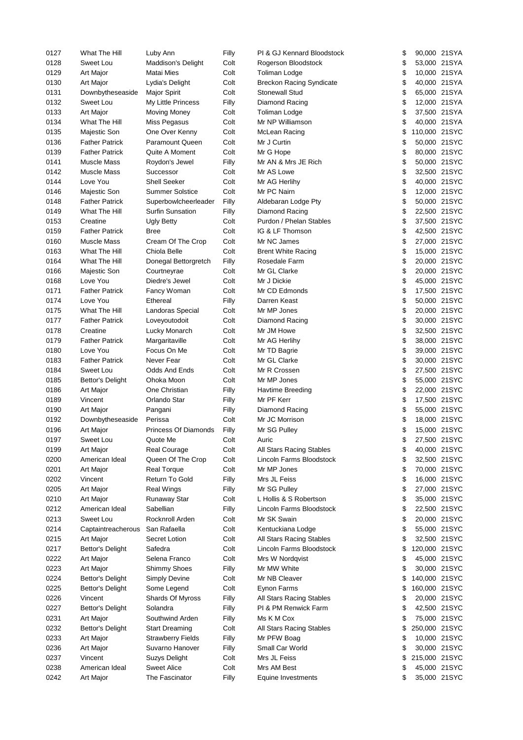| | | | | | | | |
|---|---|---|---|---|---|---|---|
| 0127 | What The Hill | Luby Ann | Filly | PI & GJ Kennard Bloodstock | $ | 90,000 | 21SYA |
| 0128 | Sweet Lou | Maddison's Delight | Colt | Rogerson Bloodstock | $ | 53,000 | 21SYA |
| 0129 | Art Major | Matai Mies | Colt | Toliman Lodge | $ | 10,000 | 21SYA |
| 0130 | Art Major | Lydia's Delight | Colt | Breckon Racing Syndicate | $ | 40,000 | 21SYA |
| 0131 | Downbytheseaside | Major Spirit | Colt | Stonewall Stud | $ | 65,000 | 21SYA |
| 0132 | Sweet Lou | My Little Princess | Filly | Diamond Racing | $ | 12,000 | 21SYA |
| 0133 | Art Major | Moving Money | Colt | Toliman Lodge | $ | 37,500 | 21SYA |
| 0134 | What The Hill | Miss Pegasus | Colt | Mr NP Williamson | $ | 40,000 | 21SYA |
| 0135 | Majestic Son | One Over Kenny | Colt | McLean Racing | $ | 110,000 | 21SYC |
| 0136 | Father Patrick | Paramount Queen | Colt | Mr J Curtin | $ | 50,000 | 21SYC |
| 0139 | Father Patrick | Quite A Moment | Colt | Mr G Hope | $ | 80,000 | 21SYC |
| 0141 | Muscle Mass | Roydon's Jewel | Filly | Mr AN & Mrs JE Rich | $ | 50,000 | 21SYC |
| 0142 | Muscle Mass | Successor | Colt | Mr AS Lowe | $ | 32,500 | 21SYC |
| 0144 | Love You | Shell Seeker | Colt | Mr AG Herlihy | $ | 40,000 | 21SYC |
| 0146 | Majestic Son | Summer Solstice | Colt | Mr PC Nairn | $ | 12,000 | 21SYC |
| 0148 | Father Patrick | Superbowlcheerleader | Filly | Aldebaran Lodge Pty | $ | 50,000 | 21SYC |
| 0149 | What The Hill | Surfin Sunsation | Filly | Diamond Racing | $ | 22,500 | 21SYC |
| 0153 | Creatine | Ugly Betty | Colt | Purdon / Phelan Stables | $ | 37,500 | 21SYC |
| 0159 | Father Patrick | Bree | Colt | IG & LF Thomson | $ | 42,500 | 21SYC |
| 0160 | Muscle Mass | Cream Of The Crop | Colt | Mr NC James | $ | 27,000 | 21SYC |
| 0163 | What The Hill | Chiola Belle | Colt | Brent White Racing | $ | 15,000 | 21SYC |
| 0164 | What The Hill | Donegal Bettorgretch | Filly | Rosedale Farm | $ | 20,000 | 21SYC |
| 0166 | Majestic Son | Courtneyrae | Colt | Mr GL Clarke | $ | 20,000 | 21SYC |
| 0168 | Love You | Diedre's Jewel | Colt | Mr J Dickie | $ | 45,000 | 21SYC |
| 0171 | Father Patrick | Fancy Woman | Colt | Mr CD Edmonds | $ | 17,500 | 21SYC |
| 0174 | Love You | Ethereal | Filly | Darren Keast | $ | 50,000 | 21SYC |
| 0175 | What The Hill | Landoras Special | Colt | Mr MP Jones | $ | 20,000 | 21SYC |
| 0177 | Father Patrick | Loveyoutodoit | Colt | Diamond Racing | $ | 30,000 | 21SYC |
| 0178 | Creatine | Lucky Monarch | Colt | Mr JM Howe | $ | 32,500 | 21SYC |
| 0179 | Father Patrick | Margaritaville | Colt | Mr AG Herlihy | $ | 38,000 | 21SYC |
| 0180 | Love You | Focus On Me | Colt | Mr TD Bagrie | $ | 39,000 | 21SYC |
| 0183 | Father Patrick | Never Fear | Colt | Mr GL Clarke | $ | 30,000 | 21SYC |
| 0184 | Sweet Lou | Odds And Ends | Colt | Mr R Crossen | $ | 27,500 | 21SYC |
| 0185 | Bettor's Delight | Ohoka Moon | Colt | Mr MP Jones | $ | 55,000 | 21SYC |
| 0186 | Art Major | One Christian | Filly | Havtime Breeding | $ | 22,000 | 21SYC |
| 0189 | Vincent | Orlando Star | Filly | Mr PF Kerr | $ | 17,500 | 21SYC |
| 0190 | Art Major | Pangani | Filly | Diamond Racing | $ | 55,000 | 21SYC |
| 0192 | Downbytheseaside | Perissa | Colt | Mr JC Morrison | $ | 18,000 | 21SYC |
| 0196 | Art Major | Princess Of Diamonds | Filly | Mr SG Pulley | $ | 15,000 | 21SYC |
| 0197 | Sweet Lou | Quote Me | Colt | Auric | $ | 27,500 | 21SYC |
| 0199 | Art Major | Real Courage | Colt | All Stars Racing Stables | $ | 40,000 | 21SYC |
| 0200 | American Ideal | Queen Of The Crop | Colt | Lincoln Farms Bloodstock | $ | 32,500 | 21SYC |
| 0201 | Art Major | Real Torque | Colt | Mr MP Jones | $ | 70,000 | 21SYC |
| 0202 | Vincent | Return To Gold | Filly | Mrs JL Feiss | $ | 16,000 | 21SYC |
| 0205 | Art Major | Real Wings | Filly | Mr SG Pulley | $ | 27,000 | 21SYC |
| 0210 | Art Major | Runaway Star | Colt | L Hollis & S Robertson | $ | 35,000 | 21SYC |
| 0212 | American Ideal | Sabellian | Filly | Lincoln Farms Bloodstock | $ | 22,500 | 21SYC |
| 0213 | Sweet Lou | Rocknroll Arden | Colt | Mr SK Swain | $ | 20,000 | 21SYC |
| 0214 | Captaintreacherous | San Rafaella | Colt | Kentuckiana Lodge | $ | 55,000 | 21SYC |
| 0215 | Art Major | Secret Lotion | Colt | All Stars Racing Stables | $ | 32,500 | 21SYC |
| 0217 | Bettor's Delight | Safedra | Colt | Lincoln Farms Bloodstock | $ | 120,000 | 21SYC |
| 0222 | Art Major | Selena Franco | Colt | Mrs W Nordqvist | $ | 45,000 | 21SYC |
| 0223 | Art Major | Shimmy Shoes | Filly | Mr MW White | $ | 30,000 | 21SYC |
| 0224 | Bettor's Delight | Simply Devine | Colt | Mr NB Cleaver | $ | 140,000 | 21SYC |
| 0225 | Bettor's Delight | Some Legend | Colt | Eynon Farms | $ | 160,000 | 21SYC |
| 0226 | Vincent | Shards Of Myross | Filly | All Stars Racing Stables | $ | 20,000 | 21SYC |
| 0227 | Bettor's Delight | Solandra | Filly | PI & PM Renwick Farm | $ | 42,500 | 21SYC |
| 0231 | Art Major | Southwind Arden | Filly | Ms K M Cox | $ | 75,000 | 21SYC |
| 0232 | Bettor's Delight | Start Dreaming | Colt | All Stars Racing Stables | $ | 250,000 | 21SYC |
| 0233 | Art Major | Strawberry Fields | Filly | Mr PFW Boag | $ | 10,000 | 21SYC |
| 0236 | Art Major | Suvarno Hanover | Filly | Small Car World | $ | 30,000 | 21SYC |
| 0237 | Vincent | Suzys Delight | Colt | Mrs JL Feiss | $ | 215,000 | 21SYC |
| 0238 | American Ideal | Sweet Alice | Colt | Mrs AM Best | $ | 45,000 | 21SYC |
| 0242 | Art Major | The Fascinator | Filly | Equine Investments | $ | 35,000 | 21SYC |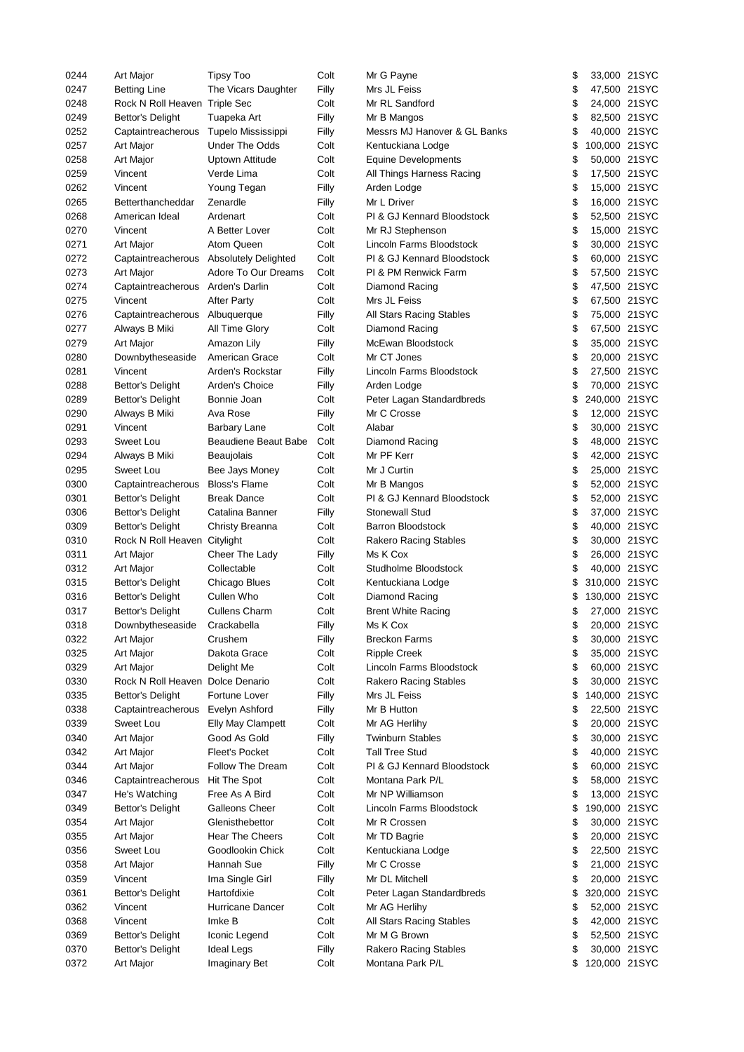| | | | | | | | |
|---|---|---|---|---|---|---|---|
| 0244 | Art Major | Tipsy Too | Colt | Mr G Payne | $ | 33,000 | 21SYC |
| 0247 | Betting Line | The Vicars Daughter | Filly | Mrs JL Feiss | $ | 47,500 | 21SYC |
| 0248 | Rock N Roll Heaven | Triple Sec | Colt | Mr RL Sandford | $ | 24,000 | 21SYC |
| 0249 | Bettor's Delight | Tuapeka Art | Filly | Mr B Mangos | $ | 82,500 | 21SYC |
| 0252 | Captaintreacherous | Tupelo Mississippi | Filly | Messrs MJ Hanover & GL Banks | $ | 40,000 | 21SYC |
| 0257 | Art Major | Under The Odds | Colt | Kentuckiana Lodge | $ | 100,000 | 21SYC |
| 0258 | Art Major | Uptown Attitude | Colt | Equine Developments | $ | 50,000 | 21SYC |
| 0259 | Vincent | Verde Lima | Colt | All Things Harness Racing | $ | 17,500 | 21SYC |
| 0262 | Vincent | Young Tegan | Filly | Arden Lodge | $ | 15,000 | 21SYC |
| 0265 | Betterthancheddar | Zenardle | Filly | Mr L Driver | $ | 16,000 | 21SYC |
| 0268 | American Ideal | Ardenart | Colt | PI & GJ Kennard Bloodstock | $ | 52,500 | 21SYC |
| 0270 | Vincent | A Better Lover | Colt | Mr RJ Stephenson | $ | 15,000 | 21SYC |
| 0271 | Art Major | Atom Queen | Colt | Lincoln Farms Bloodstock | $ | 30,000 | 21SYC |
| 0272 | Captaintreacherous | Absolutely Delighted | Colt | PI & GJ Kennard Bloodstock | $ | 60,000 | 21SYC |
| 0273 | Art Major | Adore To Our Dreams | Colt | PI & PM Renwick Farm | $ | 57,500 | 21SYC |
| 0274 | Captaintreacherous | Arden's Darlin | Colt | Diamond Racing | $ | 47,500 | 21SYC |
| 0275 | Vincent | After Party | Colt | Mrs JL Feiss | $ | 67,500 | 21SYC |
| 0276 | Captaintreacherous | Albuquerque | Filly | All Stars Racing Stables | $ | 75,000 | 21SYC |
| 0277 | Always B Miki | All Time Glory | Colt | Diamond Racing | $ | 67,500 | 21SYC |
| 0279 | Art Major | Amazon Lily | Filly | McEwan Bloodstock | $ | 35,000 | 21SYC |
| 0280 | Downbytheseaside | American Grace | Colt | Mr CT Jones | $ | 20,000 | 21SYC |
| 0281 | Vincent | Arden's Rockstar | Filly | Lincoln Farms Bloodstock | $ | 27,500 | 21SYC |
| 0288 | Bettor's Delight | Arden's Choice | Filly | Arden Lodge | $ | 70,000 | 21SYC |
| 0289 | Bettor's Delight | Bonnie Joan | Colt | Peter Lagan Standardbreds | $ | 240,000 | 21SYC |
| 0290 | Always B Miki | Ava Rose | Filly | Mr C Crosse | $ | 12,000 | 21SYC |
| 0291 | Vincent | Barbary Lane | Colt | Alabar | $ | 30,000 | 21SYC |
| 0293 | Sweet Lou | Beaudiene Beaut Babe | Colt | Diamond Racing | $ | 48,000 | 21SYC |
| 0294 | Always B Miki | Beaujolais | Colt | Mr PF Kerr | $ | 42,000 | 21SYC |
| 0295 | Sweet Lou | Bee Jays Money | Colt | Mr J Curtin | $ | 25,000 | 21SYC |
| 0300 | Captaintreacherous | Bloss's Flame | Colt | Mr B Mangos | $ | 52,000 | 21SYC |
| 0301 | Bettor's Delight | Break Dance | Colt | PI & GJ Kennard Bloodstock | $ | 52,000 | 21SYC |
| 0306 | Bettor's Delight | Catalina Banner | Filly | Stonewall Stud | $ | 37,000 | 21SYC |
| 0309 | Bettor's Delight | Christy Breanna | Colt | Barron Bloodstock | $ | 40,000 | 21SYC |
| 0310 | Rock N Roll Heaven | Citylight | Colt | Rakero Racing Stables | $ | 30,000 | 21SYC |
| 0311 | Art Major | Cheer The Lady | Filly | Ms K Cox | $ | 26,000 | 21SYC |
| 0312 | Art Major | Collectable | Colt | Studholme Bloodstock | $ | 40,000 | 21SYC |
| 0315 | Bettor's Delight | Chicago Blues | Colt | Kentuckiana Lodge | $ | 310,000 | 21SYC |
| 0316 | Bettor's Delight | Cullen Who | Colt | Diamond Racing | $ | 130,000 | 21SYC |
| 0317 | Bettor's Delight | Cullens Charm | Colt | Brent White Racing | $ | 27,000 | 21SYC |
| 0318 | Downbytheseaside | Crackabella | Filly | Ms K Cox | $ | 20,000 | 21SYC |
| 0322 | Art Major | Crushem | Filly | Breckon Farms | $ | 30,000 | 21SYC |
| 0325 | Art Major | Dakota Grace | Colt | Ripple Creek | $ | 35,000 | 21SYC |
| 0329 | Art Major | Delight Me | Colt | Lincoln Farms Bloodstock | $ | 60,000 | 21SYC |
| 0330 | Rock N Roll Heaven | Dolce Denario | Colt | Rakero Racing Stables | $ | 30,000 | 21SYC |
| 0335 | Bettor's Delight | Fortune Lover | Filly | Mrs JL Feiss | $ | 140,000 | 21SYC |
| 0338 | Captaintreacherous | Evelyn Ashford | Filly | Mr B Hutton | $ | 22,500 | 21SYC |
| 0339 | Sweet Lou | Elly May Clampett | Colt | Mr AG Herlihy | $ | 20,000 | 21SYC |
| 0340 | Art Major | Good As Gold | Filly | Twinburn Stables | $ | 30,000 | 21SYC |
| 0342 | Art Major | Fleet's Pocket | Colt | Tall Tree Stud | $ | 40,000 | 21SYC |
| 0344 | Art Major | Follow The Dream | Colt | PI & GJ Kennard Bloodstock | $ | 60,000 | 21SYC |
| 0346 | Captaintreacherous | Hit The Spot | Colt | Montana Park P/L | $ | 58,000 | 21SYC |
| 0347 | He's Watching | Free As A Bird | Colt | Mr NP Williamson | $ | 13,000 | 21SYC |
| 0349 | Bettor's Delight | Galleons Cheer | Colt | Lincoln Farms Bloodstock | $ | 190,000 | 21SYC |
| 0354 | Art Major | Glenisthebettor | Colt | Mr R Crossen | $ | 30,000 | 21SYC |
| 0355 | Art Major | Hear The Cheers | Colt | Mr TD Bagrie | $ | 20,000 | 21SYC |
| 0356 | Sweet Lou | Goodlookin Chick | Colt | Kentuckiana Lodge | $ | 22,500 | 21SYC |
| 0358 | Art Major | Hannah Sue | Filly | Mr C Crosse | $ | 21,000 | 21SYC |
| 0359 | Vincent | Ima Single Girl | Filly | Mr DL Mitchell | $ | 20,000 | 21SYC |
| 0361 | Bettor's Delight | Hartofdixie | Colt | Peter Lagan Standardbreds | $ | 320,000 | 21SYC |
| 0362 | Vincent | Hurricane Dancer | Colt | Mr AG Herlihy | $ | 52,000 | 21SYC |
| 0368 | Vincent | Imke B | Colt | All Stars Racing Stables | $ | 42,000 | 21SYC |
| 0369 | Bettor's Delight | Iconic Legend | Colt | Mr M G Brown | $ | 52,500 | 21SYC |
| 0370 | Bettor's Delight | Ideal Legs | Filly | Rakero Racing Stables | $ | 30,000 | 21SYC |
| 0372 | Art Major | Imaginary Bet | Colt | Montana Park P/L | $ | 120,000 | 21SYC |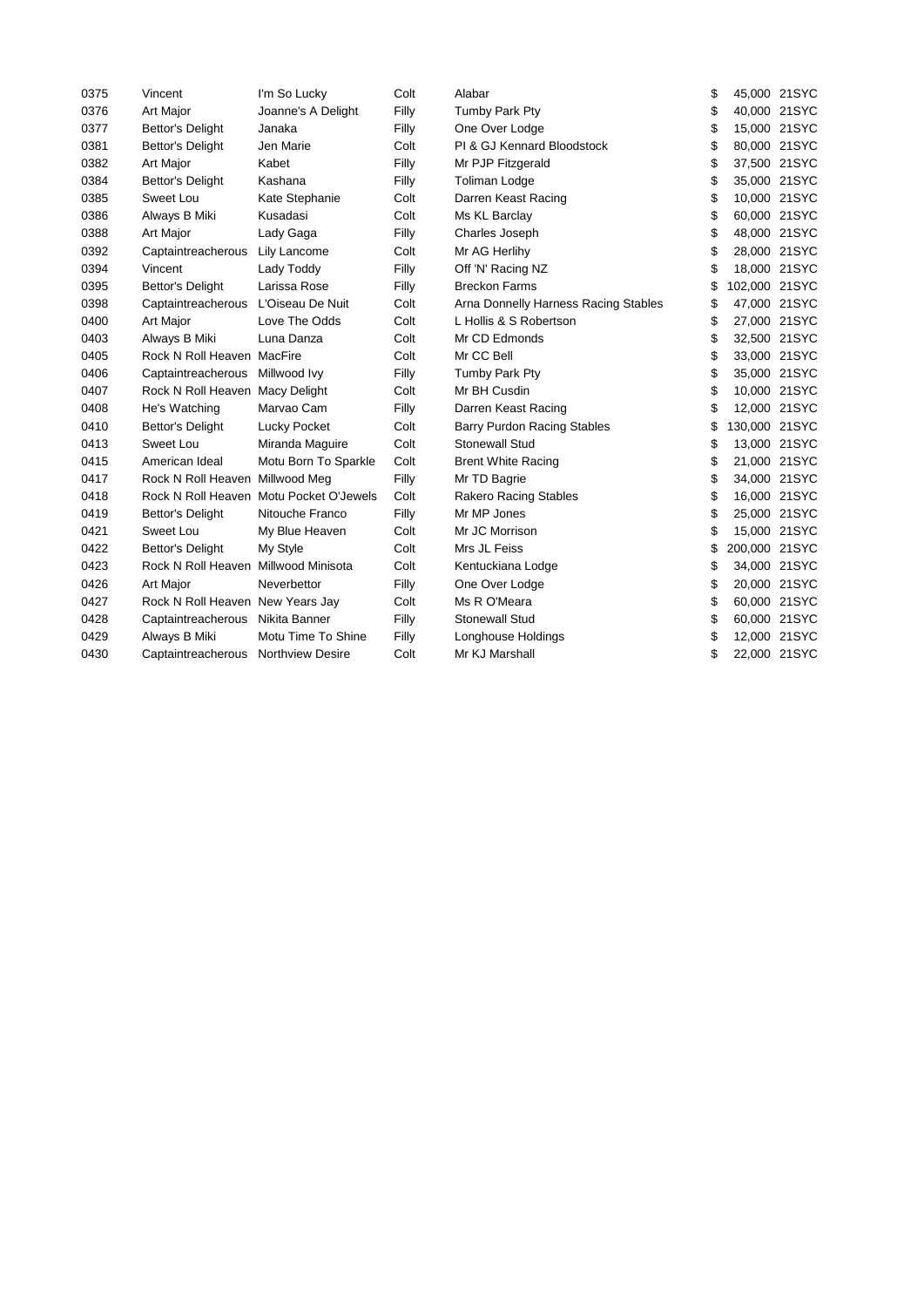| | | | | | | | |
|---|---|---|---|---|---|---|---|
| 0375 | Vincent | I'm So Lucky | Colt | Alabar | $ | 45,000 | 21SYC |
| 0376 | Art Major | Joanne's A Delight | Filly | Tumby Park Pty | $ | 40,000 | 21SYC |
| 0377 | Bettor's Delight | Janaka | Filly | One Over Lodge | $ | 15,000 | 21SYC |
| 0381 | Bettor's Delight | Jen Marie | Colt | PI & GJ Kennard Bloodstock | $ | 80,000 | 21SYC |
| 0382 | Art Major | Kabet | Filly | Mr PJP Fitzgerald | $ | 37,500 | 21SYC |
| 0384 | Bettor's Delight | Kashana | Filly | Toliman Lodge | $ | 35,000 | 21SYC |
| 0385 | Sweet Lou | Kate Stephanie | Colt | Darren Keast Racing | $ | 10,000 | 21SYC |
| 0386 | Always B Miki | Kusadasi | Colt | Ms KL Barclay | $ | 60,000 | 21SYC |
| 0388 | Art Major | Lady Gaga | Filly | Charles Joseph | $ | 48,000 | 21SYC |
| 0392 | Captaintreacherous | Lily Lancome | Colt | Mr AG Herlihy | $ | 28,000 | 21SYC |
| 0394 | Vincent | Lady Toddy | Filly | Off 'N' Racing NZ | $ | 18,000 | 21SYC |
| 0395 | Bettor's Delight | Larissa Rose | Filly | Breckon Farms | $ | 102,000 | 21SYC |
| 0398 | Captaintreacherous | L'Oiseau De Nuit | Colt | Arna Donnelly Harness Racing Stables | $ | 47,000 | 21SYC |
| 0400 | Art Major | Love The Odds | Colt | L Hollis & S Robertson | $ | 27,000 | 21SYC |
| 0403 | Always B Miki | Luna Danza | Colt | Mr CD Edmonds | $ | 32,500 | 21SYC |
| 0405 | Rock N Roll Heaven | MacFire | Colt | Mr CC Bell | $ | 33,000 | 21SYC |
| 0406 | Captaintreacherous | Millwood Ivy | Filly | Tumby Park Pty | $ | 35,000 | 21SYC |
| 0407 | Rock N Roll Heaven | Macy Delight | Colt | Mr BH Cusdin | $ | 10,000 | 21SYC |
| 0408 | He's Watching | Marvao Cam | Filly | Darren Keast Racing | $ | 12,000 | 21SYC |
| 0410 | Bettor's Delight | Lucky Pocket | Colt | Barry Purdon Racing Stables | $ | 130,000 | 21SYC |
| 0413 | Sweet Lou | Miranda Maguire | Colt | Stonewall Stud | $ | 13,000 | 21SYC |
| 0415 | American Ideal | Motu Born To Sparkle | Colt | Brent White Racing | $ | 21,000 | 21SYC |
| 0417 | Rock N Roll Heaven | Millwood Meg | Filly | Mr TD Bagrie | $ | 34,000 | 21SYC |
| 0418 | Rock N Roll Heaven | Motu Pocket O'Jewels | Colt | Rakero Racing Stables | $ | 16,000 | 21SYC |
| 0419 | Bettor's Delight | Nitouche Franco | Filly | Mr MP Jones | $ | 25,000 | 21SYC |
| 0421 | Sweet Lou | My Blue Heaven | Colt | Mr JC Morrison | $ | 15,000 | 21SYC |
| 0422 | Bettor's Delight | My Style | Colt | Mrs JL Feiss | $ | 200,000 | 21SYC |
| 0423 | Rock N Roll Heaven | Millwood Minisota | Colt | Kentuckiana Lodge | $ | 34,000 | 21SYC |
| 0426 | Art Major | Neverbettor | Filly | One Over Lodge | $ | 20,000 | 21SYC |
| 0427 | Rock N Roll Heaven | New Years Jay | Colt | Ms R O'Meara | $ | 60,000 | 21SYC |
| 0428 | Captaintreacherous | Nikita Banner | Filly | Stonewall Stud | $ | 60,000 | 21SYC |
| 0429 | Always B Miki | Motu Time To Shine | Filly | Longhouse Holdings | $ | 12,000 | 21SYC |
| 0430 | Captaintreacherous | Northview Desire | Colt | Mr KJ Marshall | $ | 22,000 | 21SYC |